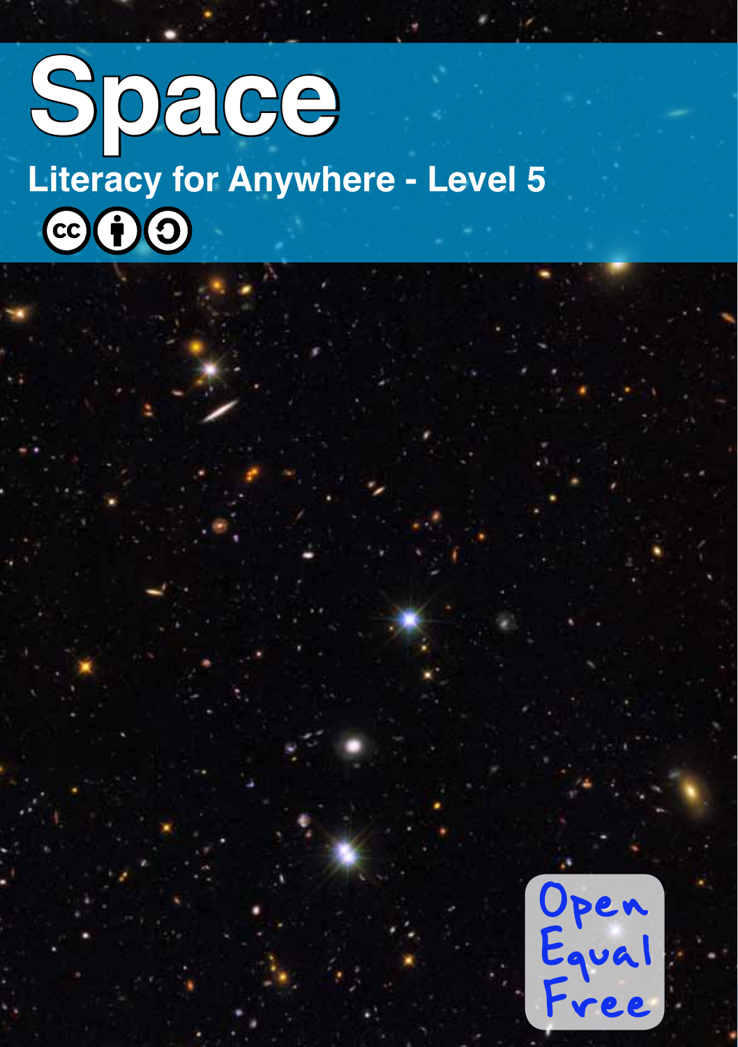# Space

**Literacy for Anywhere - Level 5**

Open
Equal
Free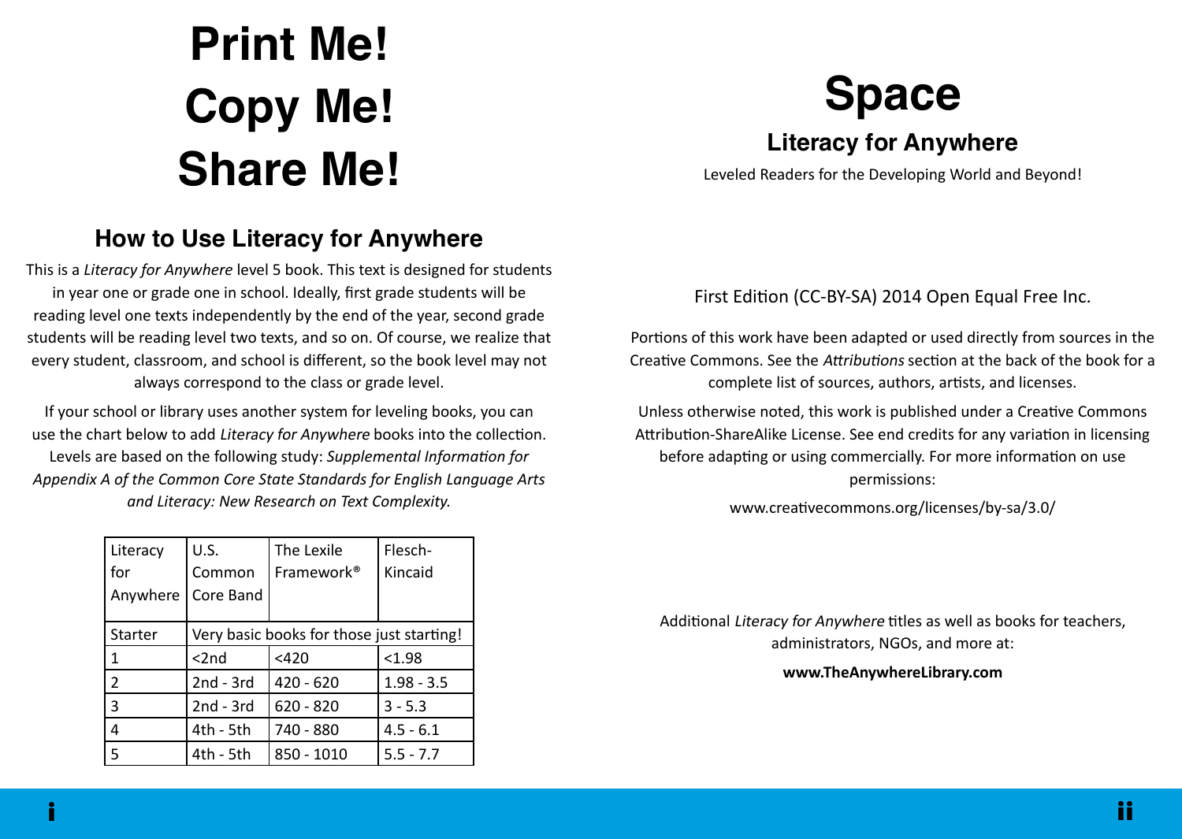# Print Me!
# Copy Me!
# Share Me!

## How to Use Literacy for Anywhere

This is a *Literacy for Anywhere* level 5 book. This text is designed for students in year one or grade one in school. Ideally, first grade students will be reading level one texts independently by the end of the year, second grade students will be reading level two texts, and so on. Of course, we realize that every student, classroom, and school is different, so the book level may not always correspond to the class or grade level.

If your school or library uses another system for leveling books, you can use the chart below to add *Literacy for Anywhere* books into the collection. Levels are based on the following study: *Supplemental Information for Appendix A of the Common Core State Standards for English Language Arts and Literacy: New Research on Text Complexity.*

| Literacy for Anywhere | U.S. Common Core Band | The Lexile Framework® | Flesch-Kincaid |
|---|---|---|---|
| Starter | Very basic books for those just starting! | | |
| 1 | <2nd | <420 | <1.98 |
| 2 | 2nd - 3rd | 420 - 620 | 1.98 - 3.5 |
| 3 | 2nd - 3rd | 620 - 820 | 3 - 5.3 |
| 4 | 4th - 5th | 740 - 880 | 4.5 - 6.1 |
| 5 | 4th - 5th | 850 - 1010 | 5.5 - 7.7 |

# Space

### Literacy for Anywhere

Leveled Readers for the Developing World and Beyond!

First Edition (CC-BY-SA) 2014 Open Equal Free Inc.

Portions of this work have been adapted or used directly from sources in the Creative Commons. See the *Attributions* section at the back of the book for a complete list of sources, authors, artists, and licenses.

Unless otherwise noted, this work is published under a Creative Commons Attribution-ShareAlike License. See end credits for any variation in licensing before adapting or using commercially. For more information on use permissions:

www.creativecommons.org/licenses/by-sa/3.0/

Additional *Literacy for Anywhere* titles as well as books for teachers, administrators, NGOs, and more at:

**www.TheAnywhereLibrary.com**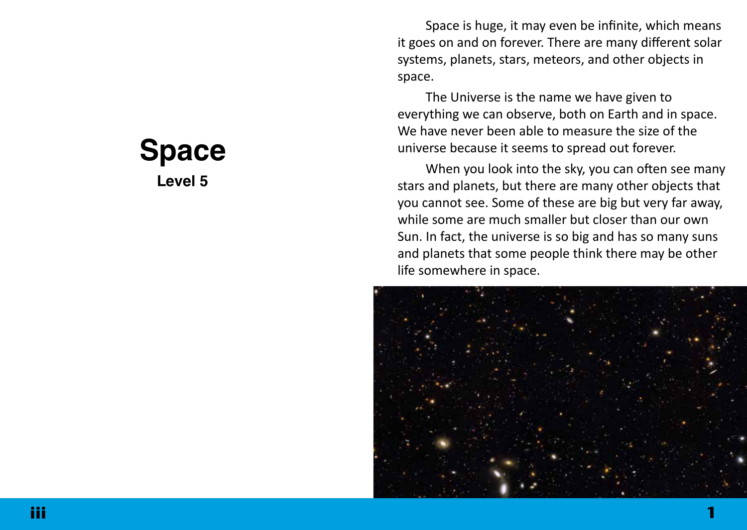# Space

**Level 5**

Space is huge, it may even be infinite, which means it goes on and on forever. There are many different solar systems, planets, stars, meteors, and other objects in space.

The Universe is the name we have given to everything we can observe, both on Earth and in space. We have never been able to measure the size of the universe because it seems to spread out forever.

When you look into the sky, you can often see many stars and planets, but there are many other objects that you cannot see. Some of these are big but very far away, while some are much smaller but closer than our own Sun. In fact, the universe is so big and has so many suns and planets that some people think there may be other life somewhere in space.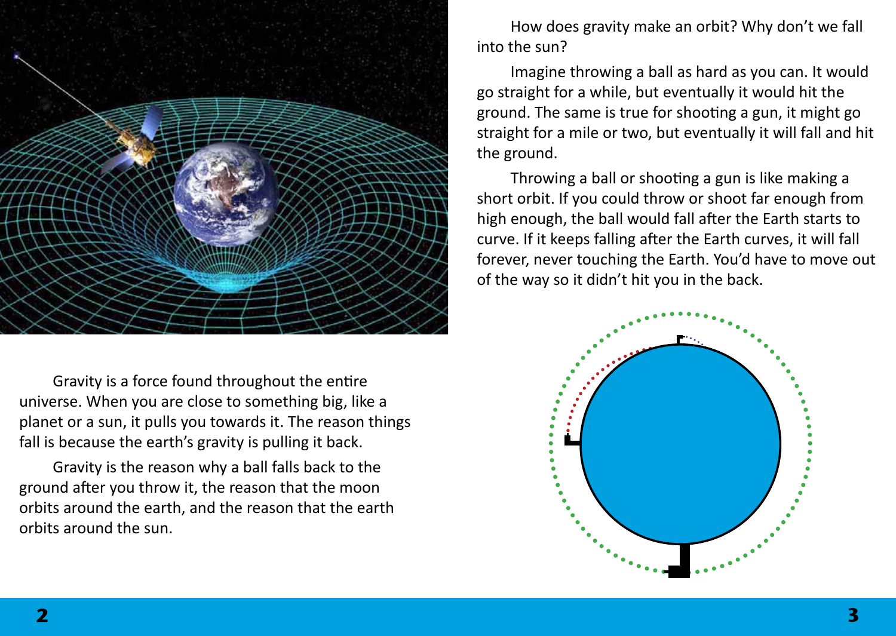Gravity is a force found throughout the entire universe. When you are close to something big, like a planet or a sun, it pulls you towards it. The reason things fall is because the earth's gravity is pulling it back.

Gravity is the reason why a ball falls back to the ground after you throw it, the reason that the moon orbits around the earth, and the reason that the earth orbits around the sun.

How does gravity make an orbit? Why don't we fall into the sun?

Imagine throwing a ball as hard as you can. It would go straight for a while, but eventually it would hit the ground. The same is true for shooting a gun, it might go straight for a mile or two, but eventually it will fall and hit the ground.

Throwing a ball or shooting a gun is like making a short orbit. If you could throw or shoot far enough from high enough, the ball would fall after the Earth starts to curve. If it keeps falling after the Earth curves, it will fall forever, never touching the Earth. You'd have to move out of the way so it didn't hit you in the back.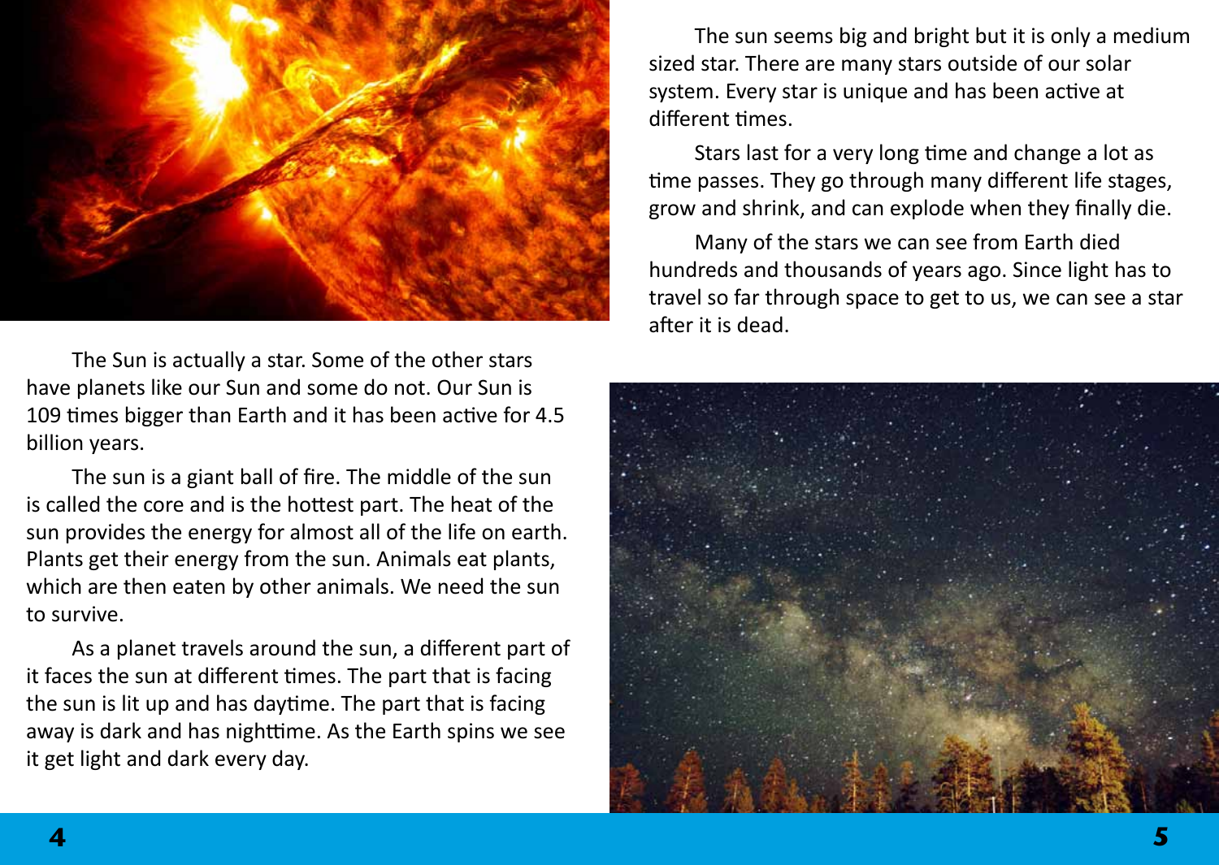The Sun is actually a star. Some of the other stars have planets like our Sun and some do not. Our Sun is 109 times bigger than Earth and it has been active for 4.5 billion years.

The sun is a giant ball of fire. The middle of the sun is called the core and is the hottest part. The heat of the sun provides the energy for almost all of the life on earth. Plants get their energy from the sun. Animals eat plants, which are then eaten by other animals. We need the sun to survive.

As a planet travels around the sun, a different part of it faces the sun at different times. The part that is facing the sun is lit up and has daytime. The part that is facing away is dark and has nighttime. As the Earth spins we see it get light and dark every day.

The sun seems big and bright but it is only a medium sized star. There are many stars outside of our solar system. Every star is unique and has been active at different times.

Stars last for a very long time and change a lot as time passes. They go through many different life stages, grow and shrink, and can explode when they finally die.

Many of the stars we can see from Earth died hundreds and thousands of years ago. Since light has to travel so far through space to get to us, we can see a star after it is dead.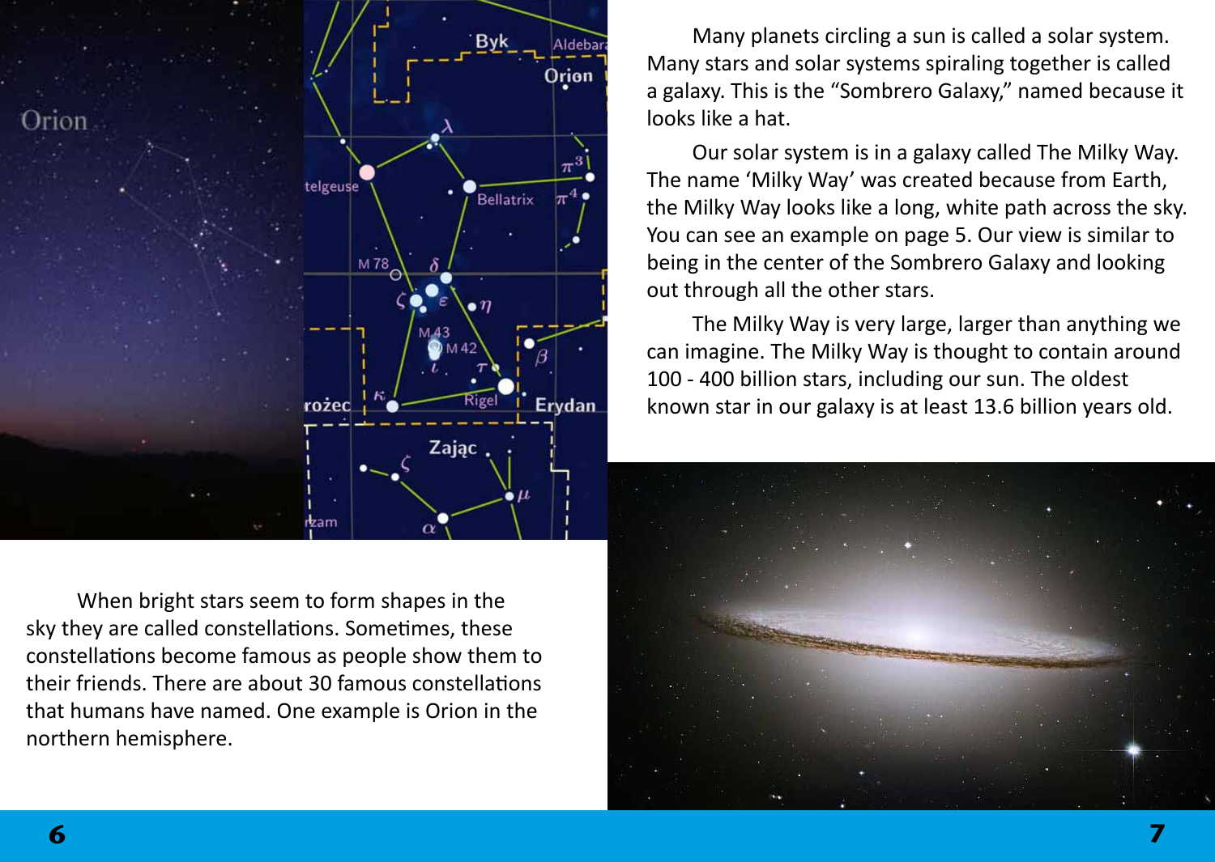When bright stars seem to form shapes in the sky they are called constellations. Sometimes, these constellations become famous as people show them to their friends. There are about 30 famous constellations that humans have named. One example is Orion in the northern hemisphere.

Many planets circling a sun is called a solar system. Many stars and solar systems spiraling together is called a galaxy. This is the “Sombrero Galaxy,” named because it looks like a hat.

Our solar system is in a galaxy called The Milky Way. The name ‘Milky Way’ was created because from Earth, the Milky Way looks like a long, white path across the sky. You can see an example on page 5. Our view is similar to being in the center of the Sombrero Galaxy and looking out through all the other stars.

The Milky Way is very large, larger than anything we can imagine. The Milky Way is thought to contain around 100 - 400 billion stars, including our sun. The oldest known star in our galaxy is at least 13.6 billion years old.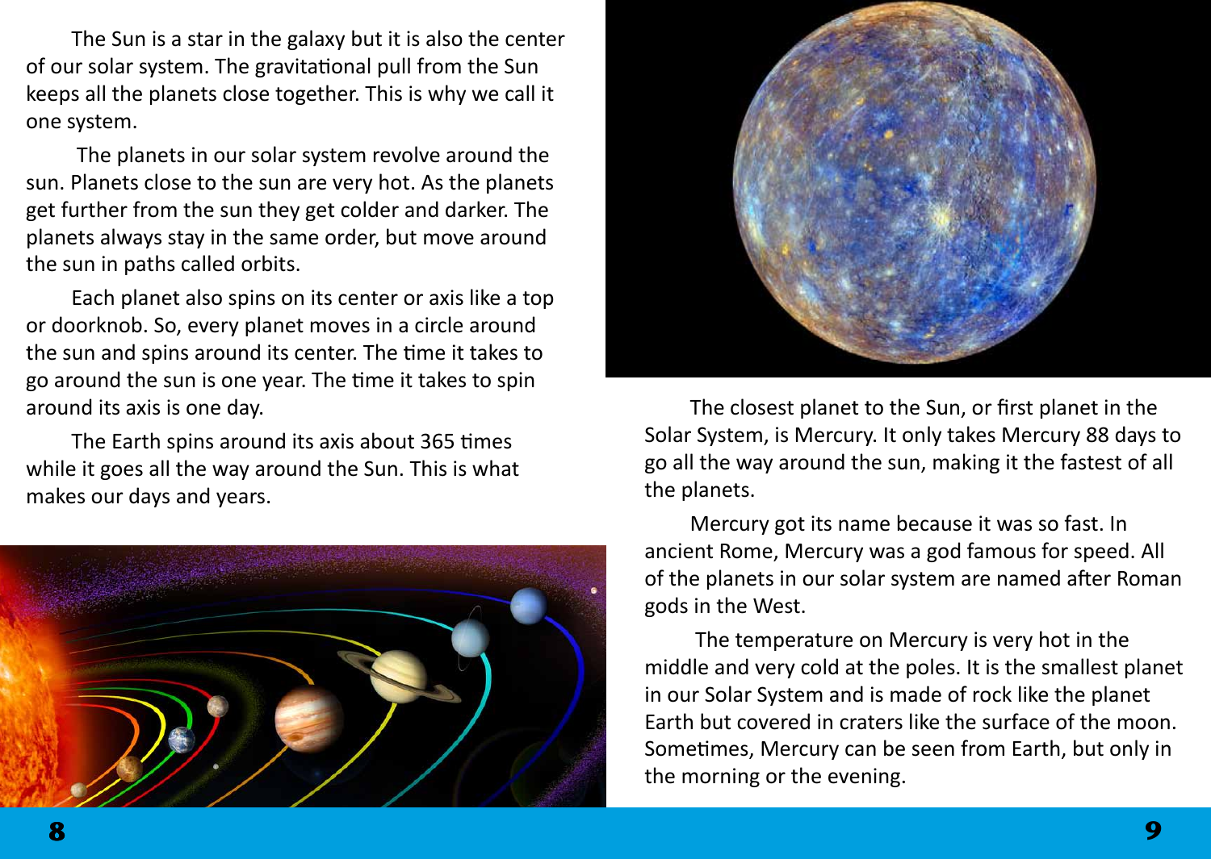The Sun is a star in the galaxy but it is also the center of our solar system. The gravitational pull from the Sun keeps all the planets close together. This is why we call it one system.

The planets in our solar system revolve around the sun. Planets close to the sun are very hot. As the planets get further from the sun they get colder and darker. The planets always stay in the same order, but move around the sun in paths called orbits.

Each planet also spins on its center or axis like a top or doorknob. So, every planet moves in a circle around the sun and spins around its center. The time it takes to go around the sun is one year. The time it takes to spin around its axis is one day.

The Earth spins around its axis about 365 times while it goes all the way around the Sun. This is what makes our days and years.

The closest planet to the Sun, or first planet in the Solar System, is Mercury. It only takes Mercury 88 days to go all the way around the sun, making it the fastest of all the planets.

Mercury got its name because it was so fast. In ancient Rome, Mercury was a god famous for speed. All of the planets in our solar system are named after Roman gods in the West.

The temperature on Mercury is very hot in the middle and very cold at the poles. It is the smallest planet in our Solar System and is made of rock like the planet Earth but covered in craters like the surface of the moon. Sometimes, Mercury can be seen from Earth, but only in the morning or the evening.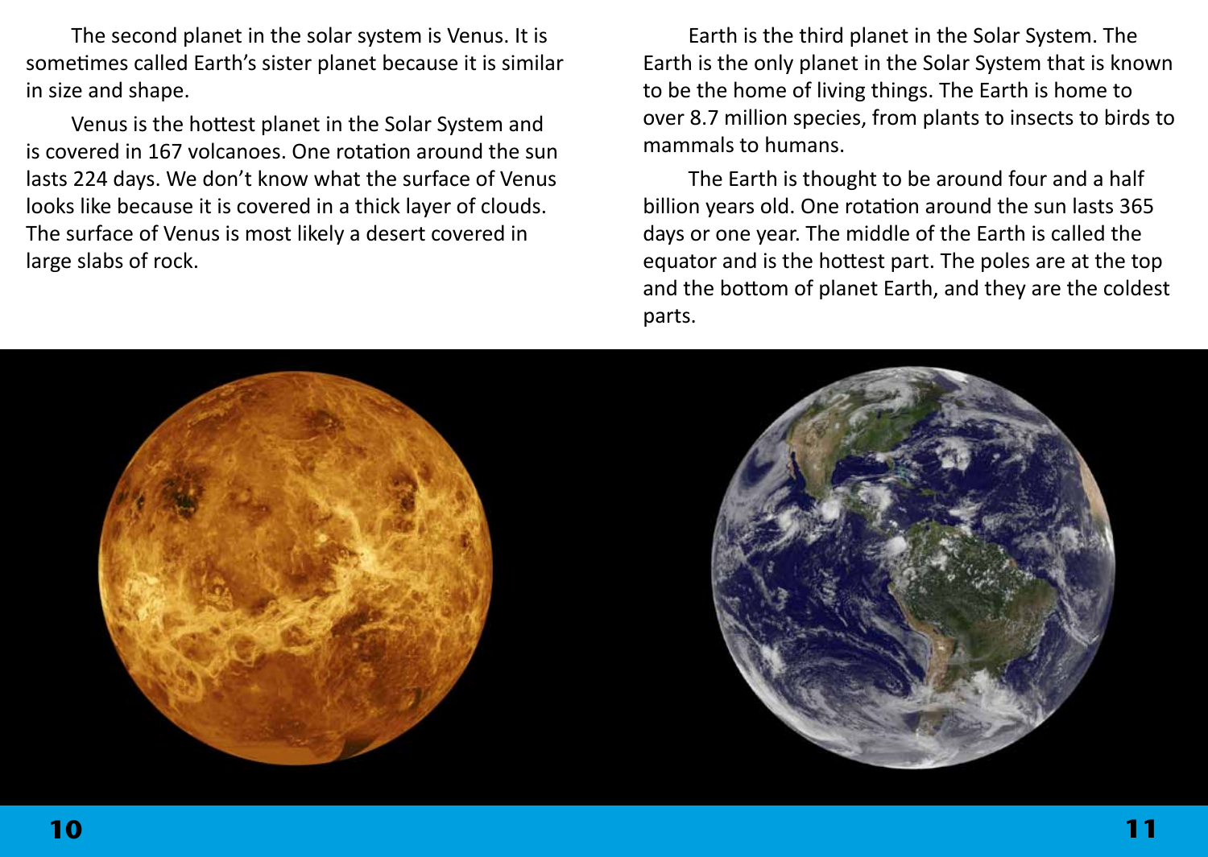The second planet in the solar system is Venus. It is sometimes called Earth's sister planet because it is similar in size and shape.

Venus is the hottest planet in the Solar System and is covered in 167 volcanoes. One rotation around the sun lasts 224 days. We don't know what the surface of Venus looks like because it is covered in a thick layer of clouds. The surface of Venus is most likely a desert covered in large slabs of rock.

Earth is the third planet in the Solar System. The Earth is the only planet in the Solar System that is known to be the home of living things. The Earth is home to over 8.7 million species, from plants to insects to birds to mammals to humans.

The Earth is thought to be around four and a half billion years old. One rotation around the sun lasts 365 days or one year. The middle of the Earth is called the equator and is the hottest part. The poles are at the top and the bottom of planet Earth, and they are the coldest parts.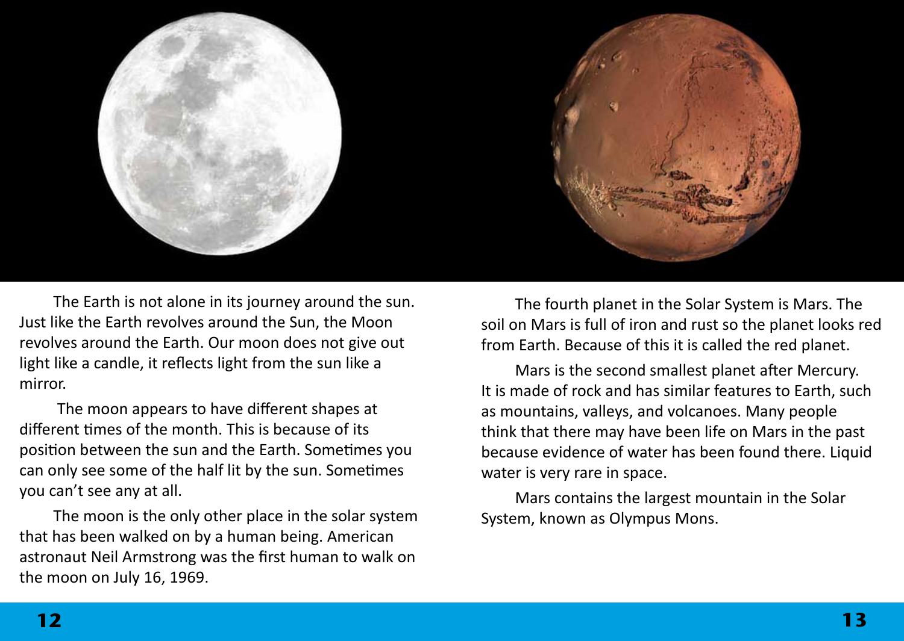The Earth is not alone in its journey around the sun. Just like the Earth revolves around the Sun, the Moon revolves around the Earth. Our moon does not give out light like a candle, it reflects light from the sun like a mirror.

The moon appears to have different shapes at different times of the month. This is because of its position between the sun and the Earth. Sometimes you can only see some of the half lit by the sun. Sometimes you can't see any at all.

The moon is the only other place in the solar system that has been walked on by a human being. American astronaut Neil Armstrong was the first human to walk on the moon on July 16, 1969.

The fourth planet in the Solar System is Mars. The soil on Mars is full of iron and rust so the planet looks red from Earth. Because of this it is called the red planet.

Mars is the second smallest planet after Mercury. It is made of rock and has similar features to Earth, such as mountains, valleys, and volcanoes. Many people think that there may have been life on Mars in the past because evidence of water has been found there. Liquid water is very rare in space.

Mars contains the largest mountain in the Solar System, known as Olympus Mons.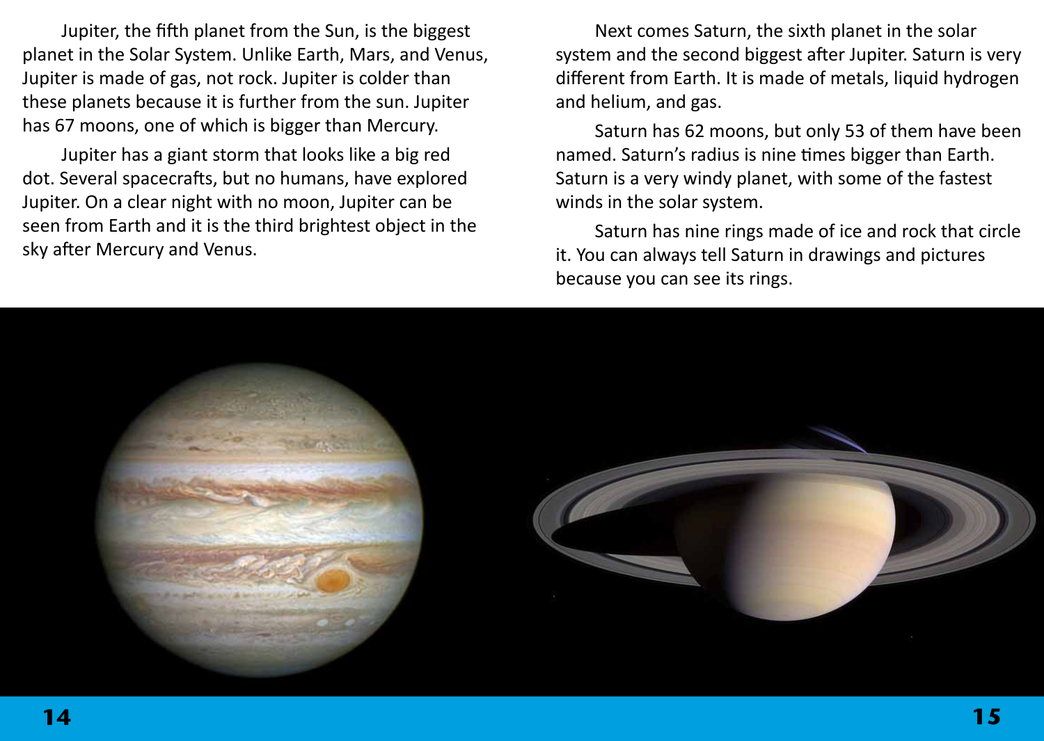Jupiter, the fifth planet from the Sun, is the biggest planet in the Solar System. Unlike Earth, Mars, and Venus, Jupiter is made of gas, not rock. Jupiter is colder than these planets because it is further from the sun. Jupiter has 67 moons, one of which is bigger than Mercury.

Jupiter has a giant storm that looks like a big red dot. Several spacecrafts, but no humans, have explored Jupiter. On a clear night with no moon, Jupiter can be seen from Earth and it is the third brightest object in the sky after Mercury and Venus.

Next comes Saturn, the sixth planet in the solar system and the second biggest after Jupiter. Saturn is very different from Earth. It is made of metals, liquid hydrogen and helium, and gas.

Saturn has 62 moons, but only 53 of them have been named. Saturn's radius is nine times bigger than Earth. Saturn is a very windy planet, with some of the fastest winds in the solar system.

Saturn has nine rings made of ice and rock that circle it. You can always tell Saturn in drawings and pictures because you can see its rings.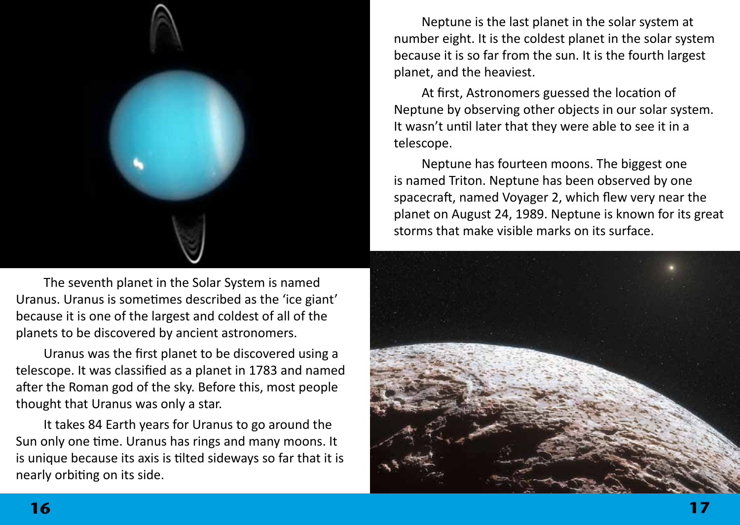The seventh planet in the Solar System is named Uranus. Uranus is sometimes described as the 'ice giant' because it is one of the largest and coldest of all of the planets to be discovered by ancient astronomers.

Uranus was the first planet to be discovered using a telescope. It was classified as a planet in 1783 and named after the Roman god of the sky. Before this, most people thought that Uranus was only a star.

It takes 84 Earth years for Uranus to go around the Sun only one time. Uranus has rings and many moons. It is unique because its axis is tilted sideways so far that it is nearly orbiting on its side.

Neptune is the last planet in the solar system at number eight. It is the coldest planet in the solar system because it is so far from the sun. It is the fourth largest planet, and the heaviest.

At first, Astronomers guessed the location of Neptune by observing other objects in our solar system. It wasn't until later that they were able to see it in a telescope.

Neptune has fourteen moons. The biggest one is named Triton. Neptune has been observed by one spacecraft, named Voyager 2, which flew very near the planet on August 24, 1989. Neptune is known for its great storms that make visible marks on its surface.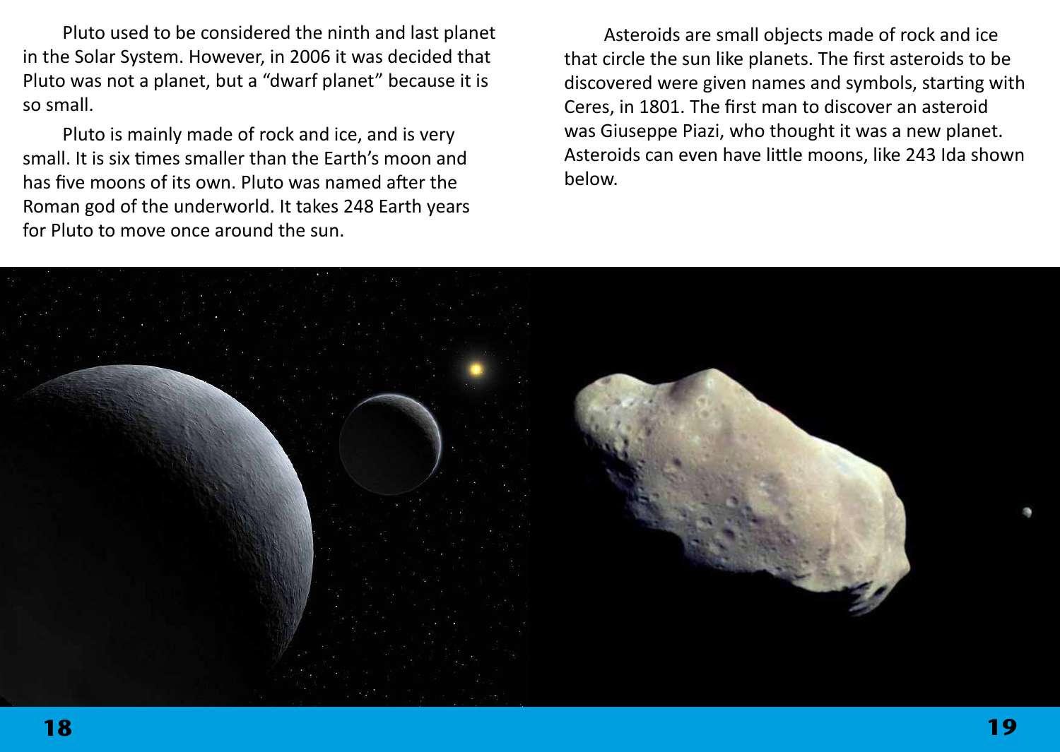Pluto used to be considered the ninth and last planet in the Solar System. However, in 2006 it was decided that Pluto was not a planet, but a "dwarf planet" because it is so small.

Pluto is mainly made of rock and ice, and is very small. It is six times smaller than the Earth's moon and has five moons of its own. Pluto was named after the Roman god of the underworld. It takes 248 Earth years for Pluto to move once around the sun.

Asteroids are small objects made of rock and ice that circle the sun like planets. The first asteroids to be discovered were given names and symbols, starting with Ceres, in 1801. The first man to discover an asteroid was Giuseppe Piazi, who thought it was a new planet. Asteroids can even have little moons, like 243 Ida shown below.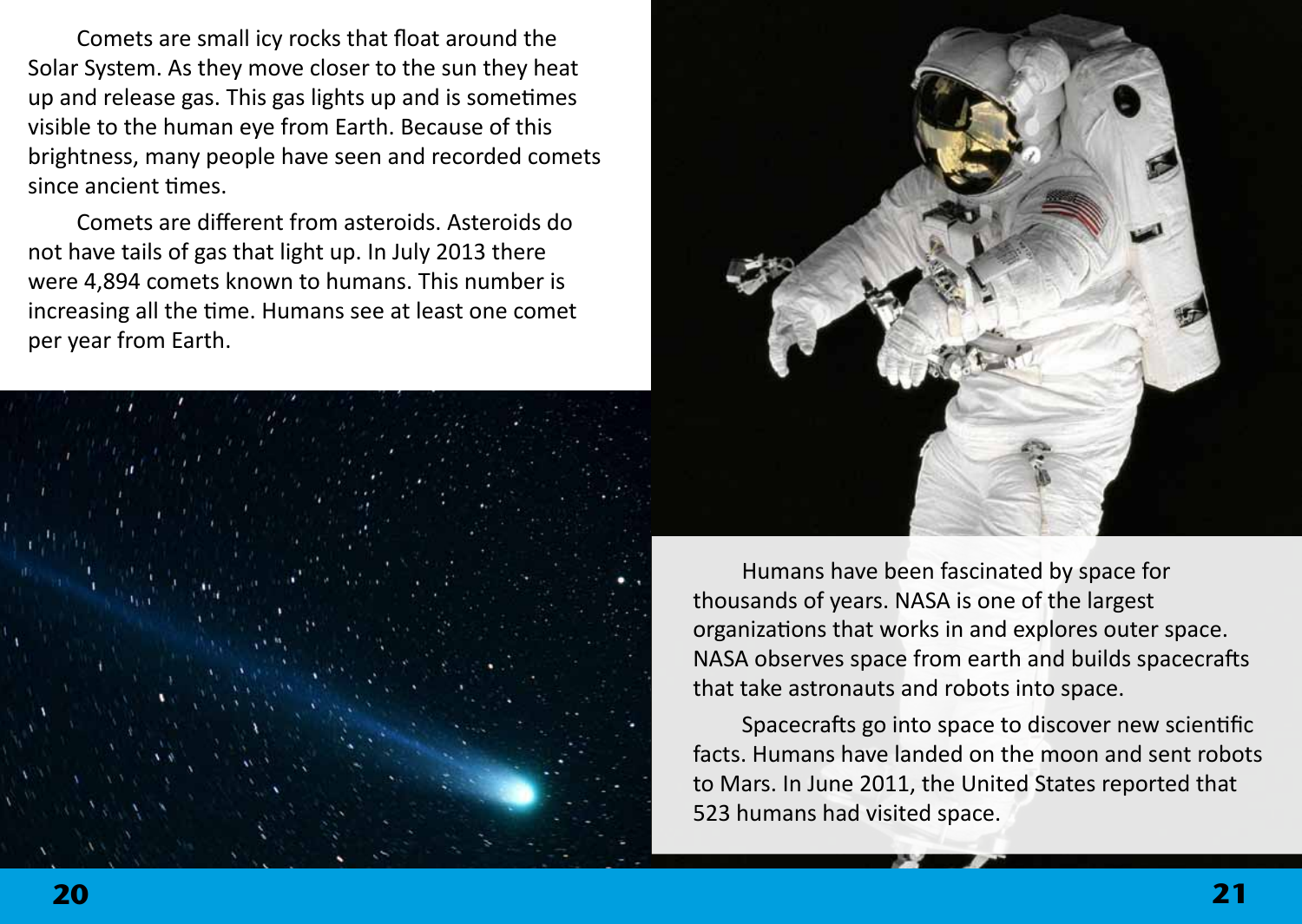Comets are small icy rocks that float around the Solar System. As they move closer to the sun they heat up and release gas. This gas lights up and is sometimes visible to the human eye from Earth. Because of this brightness, many people have seen and recorded comets since ancient times.

Comets are different from asteroids. Asteroids do not have tails of gas that light up. In July 2013 there were 4,894 comets known to humans. This number is increasing all the time. Humans see at least one comet per year from Earth.

Humans have been fascinated by space for thousands of years. NASA is one of the largest organizations that works in and explores outer space. NASA observes space from earth and builds spacecrafts that take astronauts and robots into space.

Spacecrafts go into space to discover new scientific facts. Humans have landed on the moon and sent robots to Mars. In June 2011, the United States reported that 523 humans had visited space.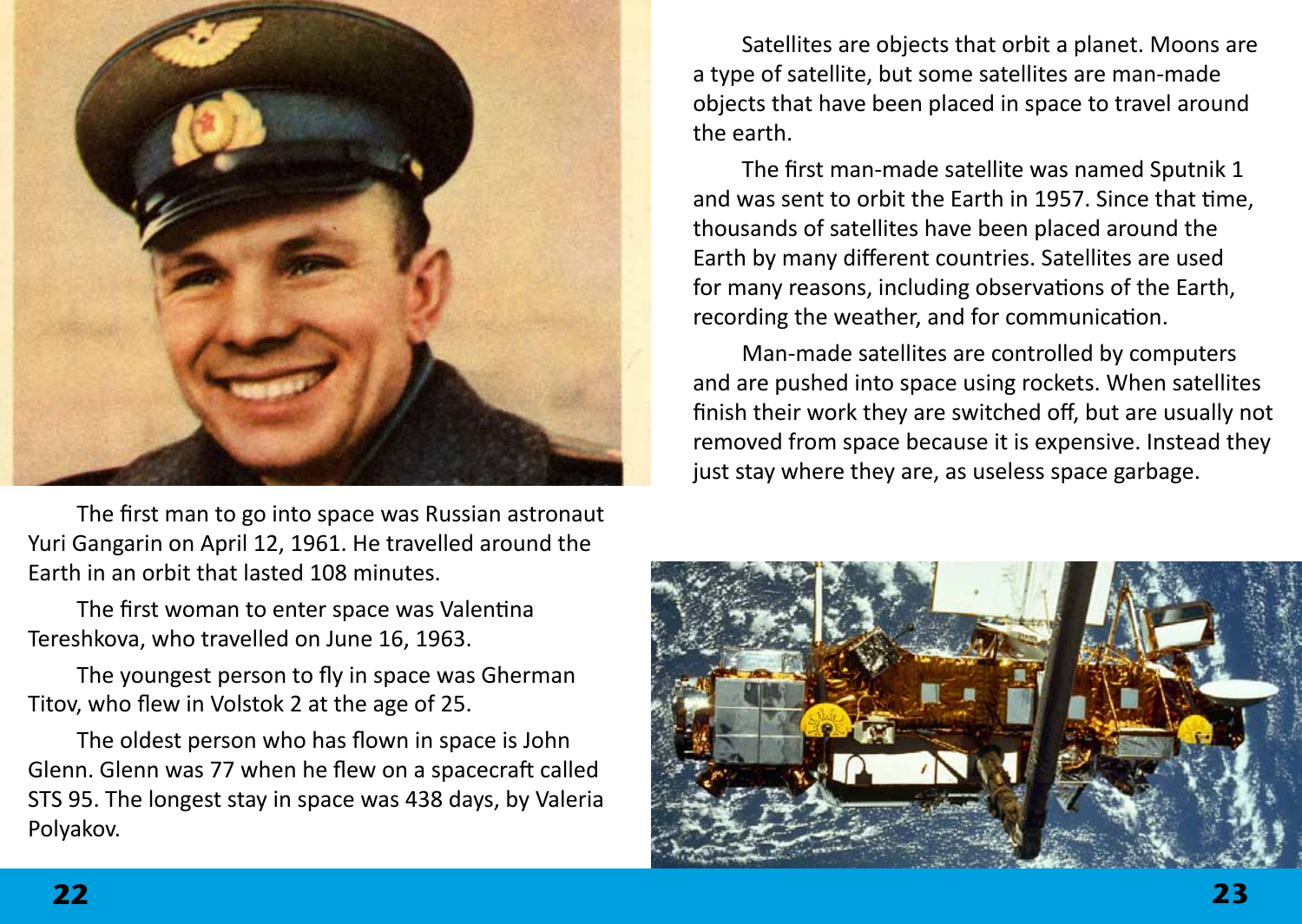The first man to go into space was Russian astronaut Yuri Gangarin on April 12, 1961. He travelled around the Earth in an orbit that lasted 108 minutes.

The first woman to enter space was Valentina Tereshkova, who travelled on June 16, 1963.

The youngest person to fly in space was Gherman Titov, who flew in Volstok 2 at the age of 25.

The oldest person who has flown in space is John Glenn. Glenn was 77 when he flew on a spacecraft called STS 95. The longest stay in space was 438 days, by Valeria Polyakov.

Satellites are objects that orbit a planet. Moons are a type of satellite, but some satellites are man-made objects that have been placed in space to travel around the earth.

The first man-made satellite was named Sputnik 1 and was sent to orbit the Earth in 1957. Since that time, thousands of satellites have been placed around the Earth by many different countries. Satellites are used for many reasons, including observations of the Earth, recording the weather, and for communication.

Man-made satellites are controlled by computers and are pushed into space using rockets. When satellites finish their work they are switched off, but are usually not removed from space because it is expensive. Instead they just stay where they are, as useless space garbage.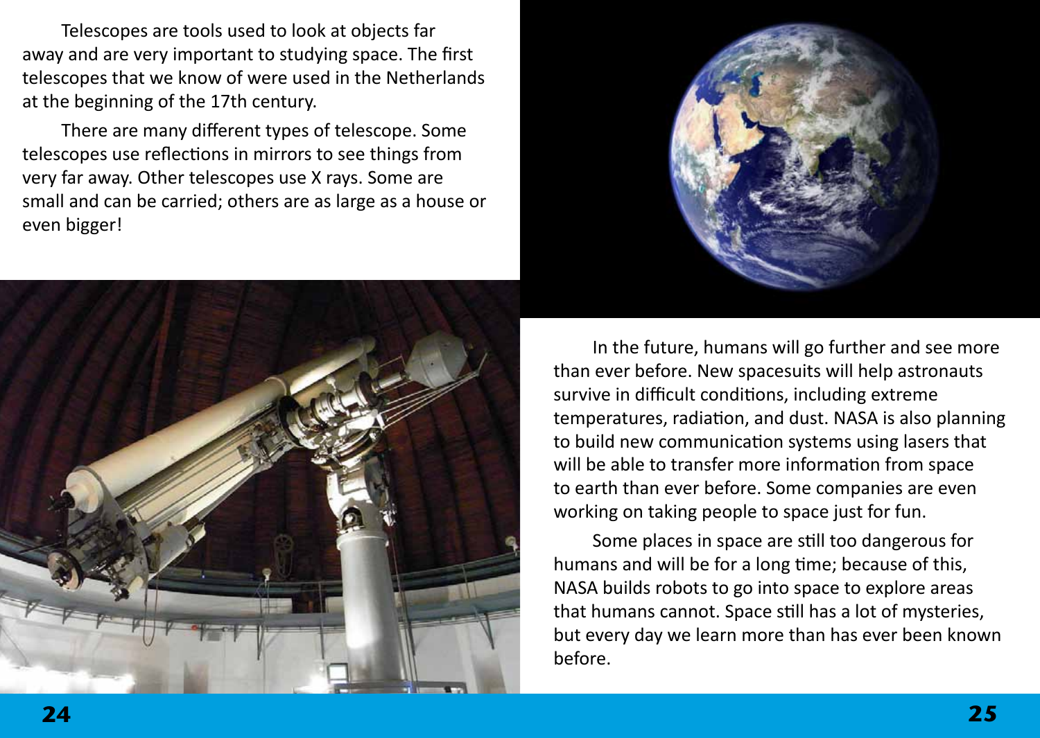Telescopes are tools used to look at objects far away and are very important to studying space. The first telescopes that we know of were used in the Netherlands at the beginning of the 17th century.

There are many different types of telescope. Some telescopes use reflections in mirrors to see things from very far away. Other telescopes use X rays. Some are small and can be carried; others are as large as a house or even bigger!

In the future, humans will go further and see more than ever before. New spacesuits will help astronauts survive in difficult conditions, including extreme temperatures, radiation, and dust. NASA is also planning to build new communication systems using lasers that will be able to transfer more information from space to earth than ever before. Some companies are even working on taking people to space just for fun.

Some places in space are still too dangerous for humans and will be for a long time; because of this, NASA builds robots to go into space to explore areas that humans cannot. Space still has a lot of mysteries, but every day we learn more than has ever been known before.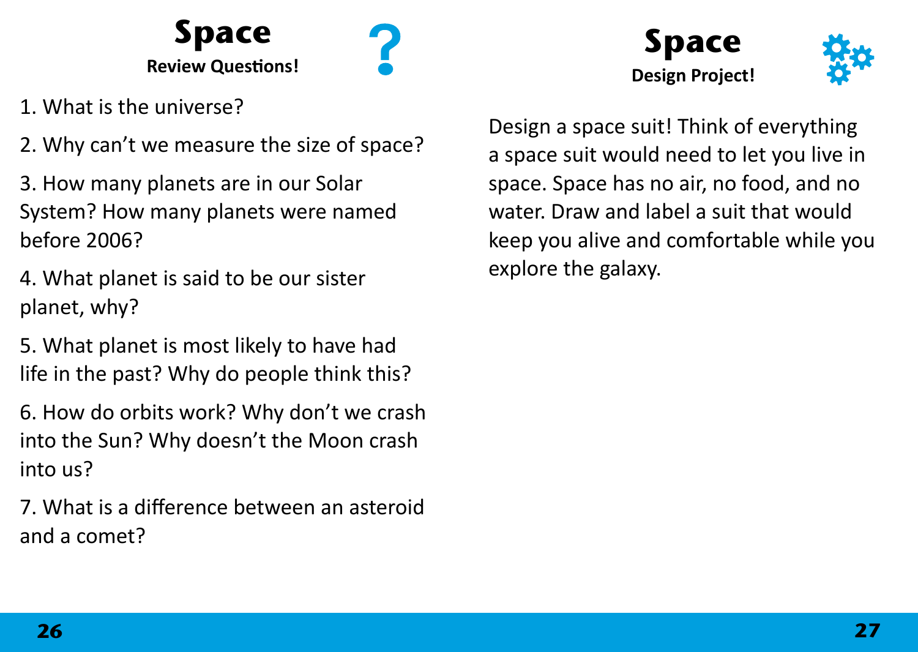# Space

**Review Questions!**

1. What is the universe?

2. Why can't we measure the size of space?

3. How many planets are in our Solar System? How many planets were named before 2006?

4. What planet is said to be our sister planet, why?

5. What planet is most likely to have had life in the past? Why do people think this?

6. How do orbits work? Why don't we crash into the Sun? Why doesn't the Moon crash into us?

7. What is a difference between an asteroid and a comet?

# Space

**Design Project!**

Design a space suit! Think of everything a space suit would need to let you live in space. Space has no air, no food, and no water. Draw and label a suit that would keep you alive and comfortable while you explore the galaxy.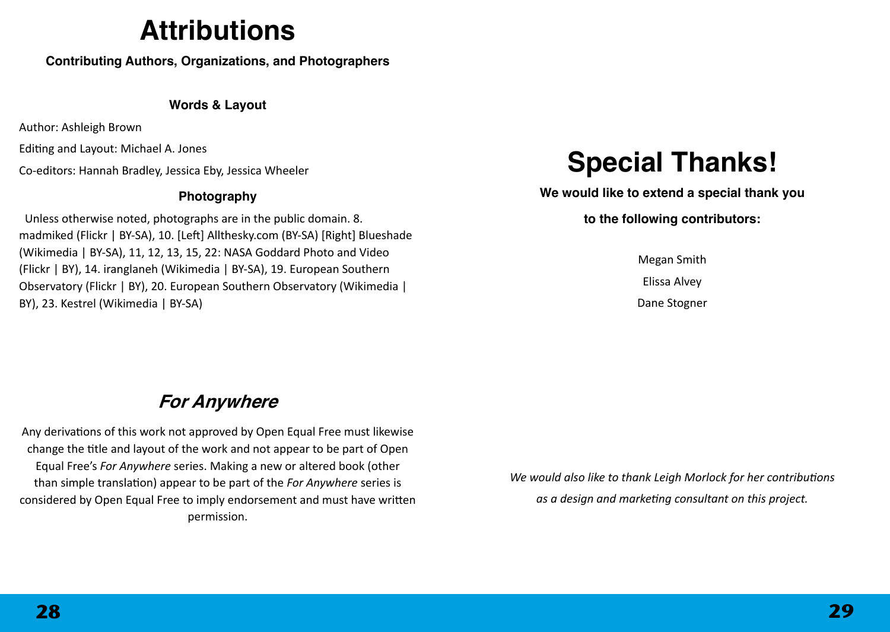# Attributions

**Contributing Authors, Organizations, and Photographers**

### Words & Layout

Author: Ashleigh Brown

Editing and Layout: Michael A. Jones

Co-editors: Hannah Bradley, Jessica Eby, Jessica Wheeler

### Photography

Unless otherwise noted, photographs are in the public domain. 8. madmiked (Flickr | BY-SA), 10. [Left] Allthesky.com (BY-SA) [Right] Blueshade (Wikimedia | BY-SA), 11, 12, 13, 15, 22: NASA Goddard Photo and Video (Flickr | BY), 14. iranglaneh (Wikimedia | BY-SA), 19. European Southern Observatory (Flickr | BY), 20. European Southern Observatory (Wikimedia | BY), 23. Kestrel (Wikimedia | BY-SA)

## *For Anywhere*

Any derivations of this work not approved by Open Equal Free must likewise change the title and layout of the work and not appear to be part of Open Equal Free's *For Anywhere* series. Making a new or altered book (other than simple translation) appear to be part of the *For Anywhere* series is considered by Open Equal Free to imply endorsement and must have written permission.

# Special Thanks!

**We would like to extend a special thank you to the following contributors:**

Megan Smith

Elissa Alvey

Dane Stogner

*We would also like to thank Leigh Morlock for her contributions as a design and marketing consultant on this project.*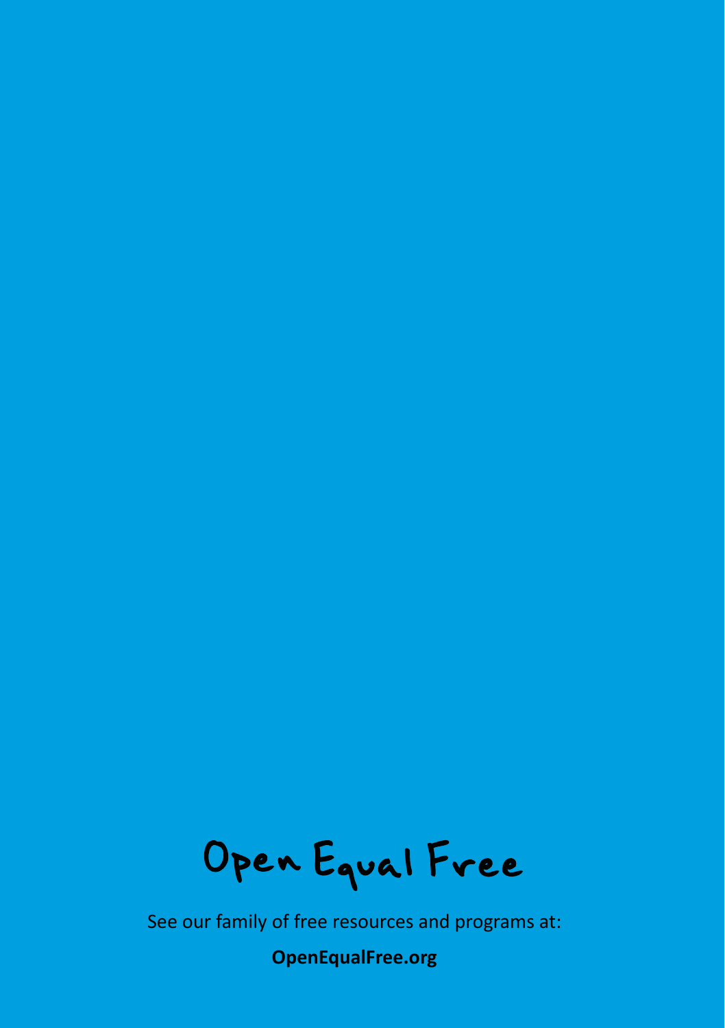Open Equal Free

See our family of free resources and programs at:

**OpenEqualFree.org**